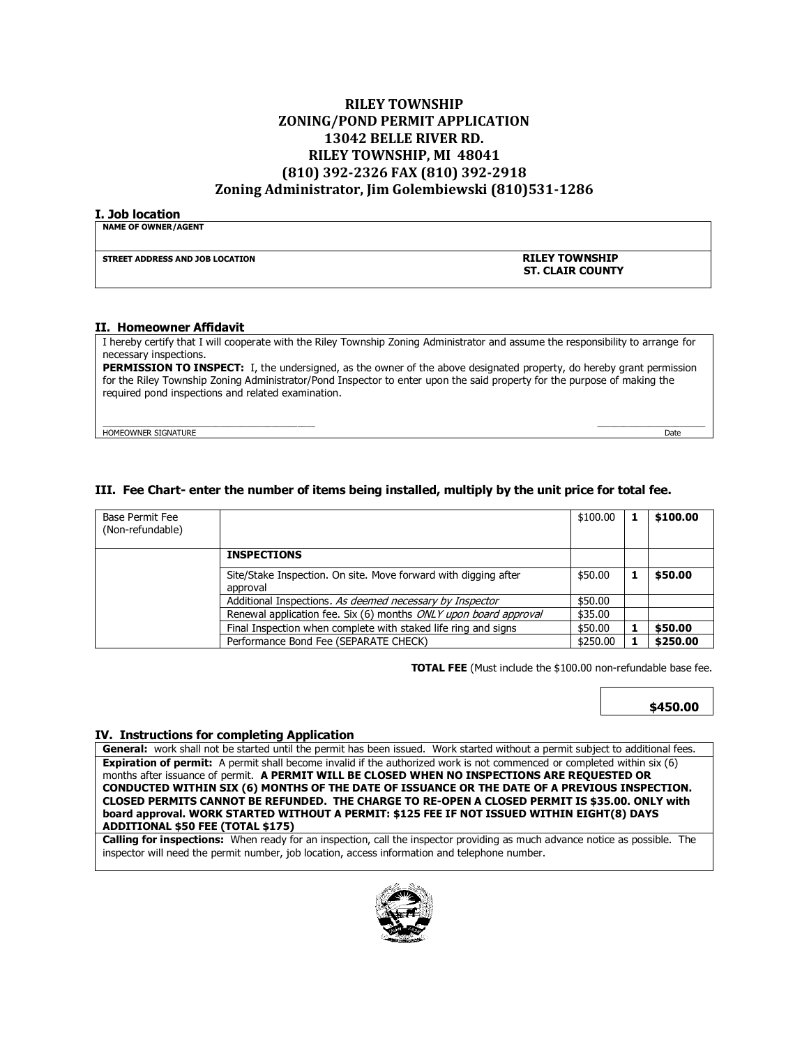# RILEY TOWNSHIP
# ZONING/POND PERMIT APPLICATION
## 13042 BELLE RIVER RD.
## RILEY TOWNSHIP, MI 48041
## (810) 392-2326 FAX (810) 392-2918
## Zoning Administrator, Jim Golembiewski (810)531-1286

### I. Job location

**NAME OF OWNER/AGENT**

**STREET ADDRESS AND JOB LOCATION** **RILEY TOWNSHIP ST. CLAIR COUNTY**

### II. Homeowner Affidavit

I hereby certify that I will cooperate with the Riley Township Zoning Administrator and assume the responsibility to arrange for necessary inspections.

**PERMISSION TO INSPECT:** I, the undersigned, as the owner of the above designated property, do hereby grant permission for the Riley Township Zoning Administrator/Pond Inspector to enter upon the said property for the purpose of making the required pond inspections and related examination.

HOMEOWNER SIGNATURE ______________________ Date ______________

### III. Fee Chart- enter the number of items being installed, multiply by the unit price for total fee.

| | | | | |
|---|---|---|---|---|
| Base Permit Fee (Non-refundable) | | $100.00 | **1** | **$100.00** |
| | **INSPECTIONS** | | | |
| | Site/Stake Inspection. On site. Move forward with digging after approval | $50.00 | **1** | **$50.00** |
| | Additional Inspections. *As deemed necessary by Inspector* | $50.00 | | |
| | Renewal application fee. Six (6) months *ONLY* upon board approval | $35.00 | | |
| | Final Inspection when complete with staked life ring and signs | $50.00 | **1** | **$50.00** |
| | Performance Bond Fee (SEPARATE CHECK) | $250.00 | **1** | **$250.00** |

**TOTAL FEE** (Must include the $100.00 non-refundable base fee.

**$450.00**

### IV. Instructions for completing Application

**General:** work shall not be started until the permit has been issued. Work started without a permit subject to additional fees.

**Expiration of permit:** A permit shall become invalid if the authorized work is not commenced or completed within six (6) months after issuance of permit. **A PERMIT WILL BE CLOSED WHEN NO INSPECTIONS ARE REQUESTED OR CONDUCTED WITHIN SIX (6) MONTHS OF THE DATE OF ISSUANCE OR THE DATE OF A PREVIOUS INSPECTION. CLOSED PERMITS CANNOT BE REFUNDED. THE CHARGE TO RE-OPEN A CLOSED PERMIT IS $35.00. ONLY with board approval. WORK STARTED WITHOUT A PERMIT: $125 FEE IF NOT ISSUED WITHIN EIGHT(8) DAYS ADDITIONAL $50 FEE (TOTAL $175)**

**Calling for inspections:** When ready for an inspection, call the inspector providing as much advance notice as possible. The inspector will need the permit number, job location, access information and telephone number.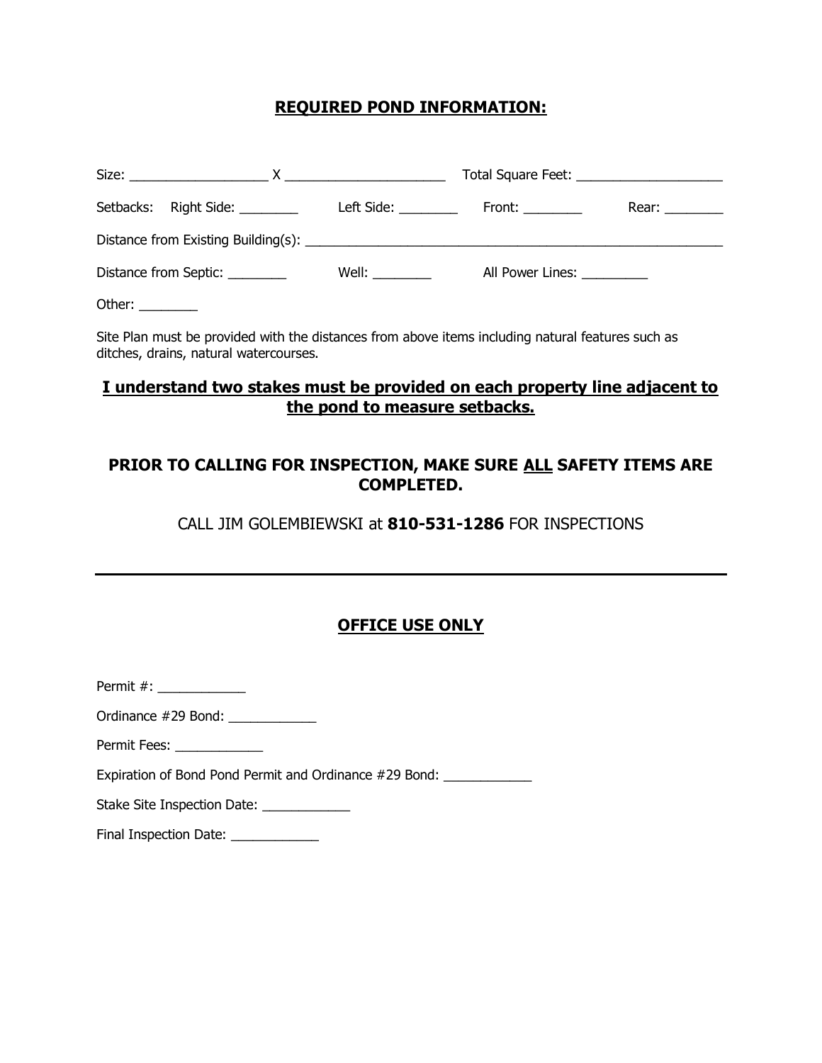## REQUIRED POND INFORMATION:

Size: ___________________ X ______________________ Total Square Feet: ____________________

Setbacks: Right Side: ________ Left Side: ________ Front: ________ Rear: ________

Distance from Existing Building(s): ___________________________________________________________

Distance from Septic: ________ Well: ________ All Power Lines: _________

Other: ________

Site Plan must be provided with the distances from above items including natural features such as ditches, drains, natural watercourses.

**I understand two stakes must be provided on each property line adjacent to the pond to measure setbacks.**

**PRIOR TO CALLING FOR INSPECTION, MAKE SURE ALL SAFETY ITEMS ARE COMPLETED.**

CALL JIM GOLEMBIEWSKI at **810-531-1286** FOR INSPECTIONS

---

## OFFICE USE ONLY

Permit #: ____________

Ordinance #29 Bond: ____________

Permit Fees: ____________

Expiration of Bond Pond Permit and Ordinance #29 Bond: ____________

Stake Site Inspection Date: ____________

Final Inspection Date: ____________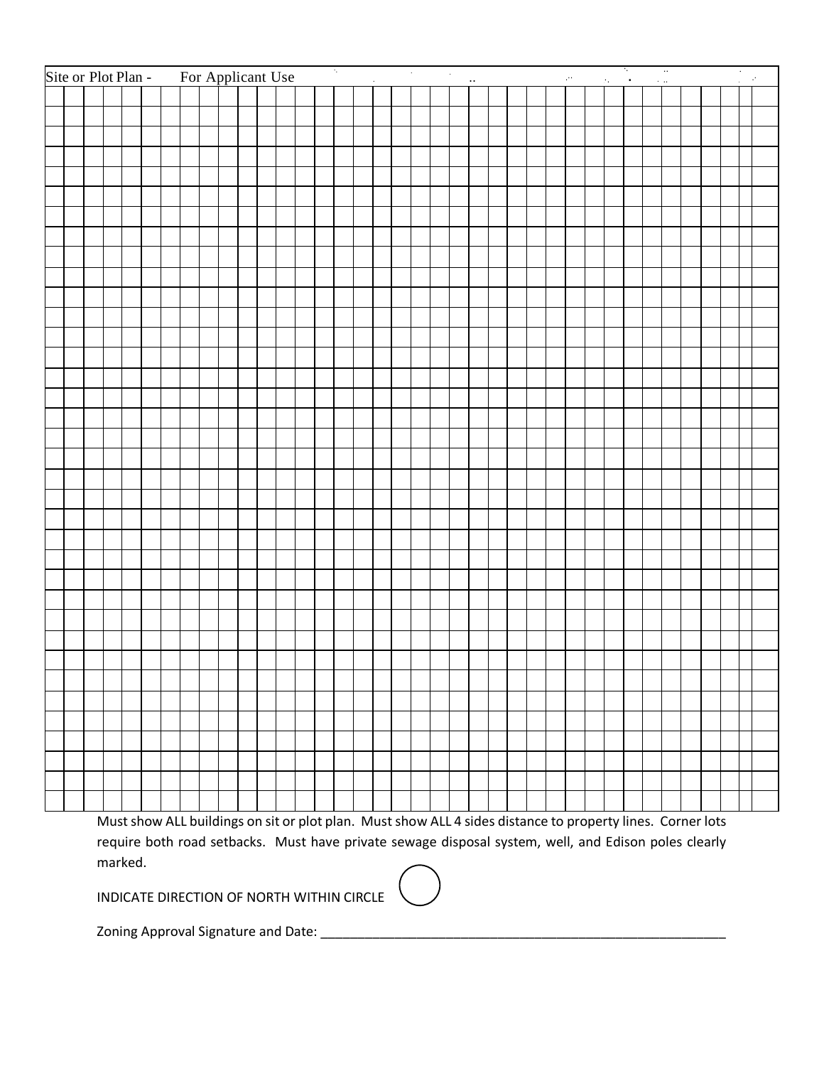Site or Plot Plan - For Applicant Use

Must show ALL buildings on sit or plot plan. Must show ALL 4 sides distance to property lines. Corner lots require both road setbacks. Must have private sewage disposal system, well, and Edison poles clearly marked.

INDICATE DIRECTION OF NORTH WITHIN CIRCLE

Zoning Approval Signature and Date: ___________________________________________________________